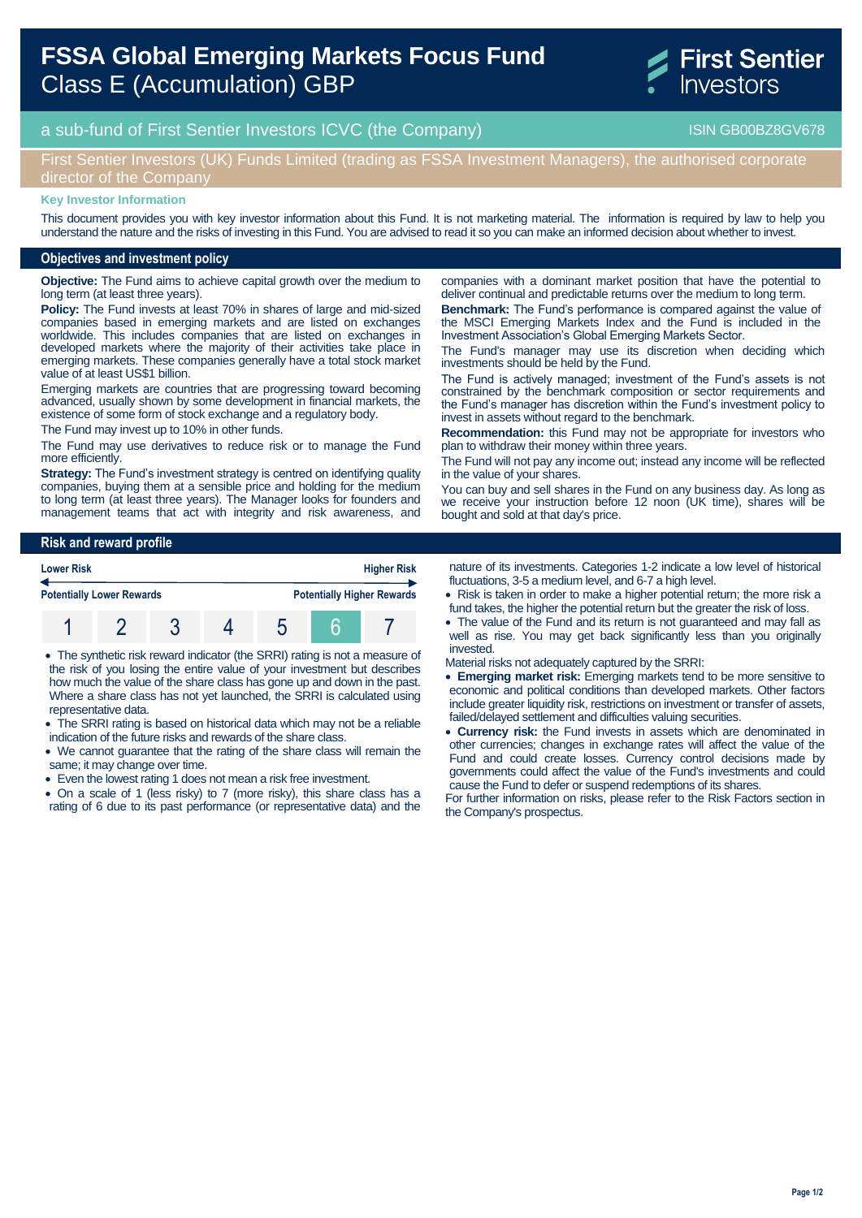# FSSA Global Emerging Markets Focus Fund
Class E (Accumulation) GBP

First Sentier Investors

a sub-fund of First Sentier Investors ICVC (the Company) ISIN GB00BZ8GV678

First Sentier Investors (UK) Funds Limited (trading as FSSA Investment Managers), the authorised corporate director of the Company

**Key Investor Information**

This document provides you with key investor information about this Fund. It is not marketing material. The information is required by law to help you understand the nature and the risks of investing in this Fund. You are advised to read it so you can make an informed decision about whether to invest.

## Objectives and investment policy

**Objective:** The Fund aims to achieve capital growth over the medium to long term (at least three years).

**Policy:** The Fund invests at least 70% in shares of large and mid-sized companies based in emerging markets and are listed on exchanges worldwide. This includes companies that are listed on exchanges in developed markets where the majority of their activities take place in emerging markets. These companies generally have a total stock market value of at least US$1 billion.

Emerging markets are countries that are progressing toward becoming advanced, usually shown by some development in financial markets, the existence of some form of stock exchange and a regulatory body.

The Fund may invest up to 10% in other funds.

The Fund may use derivatives to reduce risk or to manage the Fund more efficiently.

**Strategy:** The Fund's investment strategy is centred on identifying quality companies, buying them at a sensible price and holding for the medium to long term (at least three years). The Manager looks for founders and management teams that act with integrity and risk awareness, and companies with a dominant market position that have the potential to deliver continual and predictable returns over the medium to long term.

**Benchmark:** The Fund's performance is compared against the value of the MSCI Emerging Markets Index and the Fund is included in the Investment Association's Global Emerging Markets Sector.

The Fund's manager may use its discretion when deciding which investments should be held by the Fund.

The Fund is actively managed; investment of the Fund's assets is not constrained by the benchmark composition or sector requirements and the Fund's manager has discretion within the Fund's investment policy to invest in assets without regard to the benchmark.

**Recommendation:** this Fund may not be appropriate for investors who plan to withdraw their money within three years.

The Fund will not pay any income out; instead any income will be reflected in the value of your shares.

You can buy and sell shares in the Fund on any business day. As long as we receive your instruction before 12 noon (UK time), shares will be bought and sold at that day's price.

## Risk and reward profile

| Lower Risk | | | | | | Higher Risk |
|---|---|---|---|---|---|---|
| Potentially Lower Rewards | | | | | | Potentially Higher Rewards |
| 1 | 2 | 3 | 4 | 5 | **6** | 7 |

- The synthetic risk reward indicator (the SRRI) rating is not a measure of the risk of you losing the entire value of your investment but describes how much the value of the share class has gone up and down in the past. Where a share class has not yet launched, the SRRI is calculated using representative data.
- The SRRI rating is based on historical data which may not be a reliable indication of the future risks and rewards of the share class.
- We cannot guarantee that the rating of the share class will remain the same; it may change over time.
- Even the lowest rating 1 does not mean a risk free investment.
- On a scale of 1 (less risky) to 7 (more risky), this share class has a rating of 6 due to its past performance (or representative data) and the nature of its investments. Categories 1-2 indicate a low level of historical fluctuations, 3-5 a medium level, and 6-7 a high level.
- Risk is taken in order to make a higher potential return; the more risk a fund takes, the higher the potential return but the greater the risk of loss.
- The value of the Fund and its return is not guaranteed and may fall as well as rise. You may get back significantly less than you originally invested.

Material risks not adequately captured by the SRRI:

- **Emerging market risk:** Emerging markets tend to be more sensitive to economic and political conditions than developed markets. Other factors include greater liquidity risk, restrictions on investment or transfer of assets, failed/delayed settlement and difficulties valuing securities.
- **Currency risk:** the Fund invests in assets which are denominated in other currencies; changes in exchange rates will affect the value of the Fund and could create losses. Currency control decisions made by governments could affect the value of the Fund's investments and could cause the Fund to defer or suspend redemptions of its shares.

For further information on risks, please refer to the Risk Factors section in the Company's prospectus.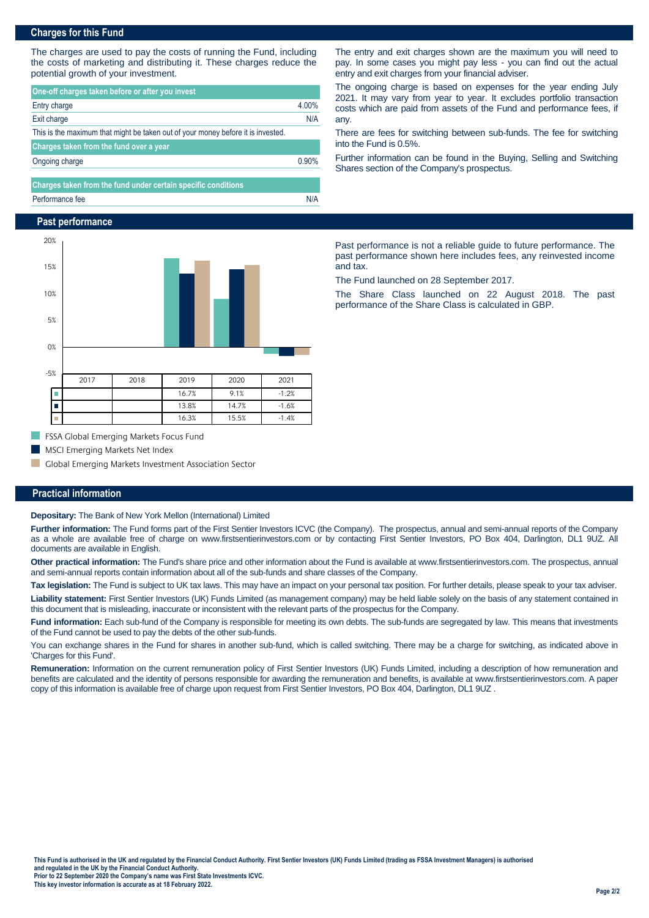## Charges for this Fund

The charges are used to pay the costs of running the Fund, including the costs of marketing and distributing it. These charges reduce the potential growth of your investment.

| One-off charges taken before or after you invest | |
|---|---|
| Entry charge | 4.00% |
| Exit charge | N/A |
| This is the maximum that might be taken out of your money before it is invested. | |
| **Charges taken from the fund over a year** | |
| Ongoing charge | 0.90% |
| **Charges taken from the fund under certain specific conditions** | |
| Performance fee | N/A |

The entry and exit charges shown are the maximum you will need to pay. In some cases you might pay less - you can find out the actual entry and exit charges from your financial adviser.

The ongoing charge is based on expenses for the year ending July 2021. It may vary from year to year. It excludes portfolio transaction costs which are paid from assets of the Fund and performance fees, if any.

There are fees for switching between sub-funds. The fee for switching into the Fund is 0.5%.

Further information can be found in the Buying, Selling and Switching Shares section of the Company's prospectus.

## Past performance

20%
15%
10%
5%
0%
-5%

| | 2017 | 2018 | 2019 | 2020 | 2021 |
|---|---|---|---|---|---|
| FSSA Global Emerging Markets Focus Fund | | | 16.7% | 9.1% | -1.2% |
| MSCI Emerging Markets Net Index | | | 13.8% | 14.7% | -1.6% |
| Global Emerging Markets Investment Association Sector | | | 16.3% | 15.5% | -1.4% |

FSSA Global Emerging Markets Focus Fund

MSCI Emerging Markets Net Index

Global Emerging Markets Investment Association Sector

Past performance is not a reliable guide to future performance. The past performance shown here includes fees, any reinvested income and tax.

The Fund launched on 28 September 2017.

The Share Class launched on 22 August 2018. The past performance of the Share Class is calculated in GBP.

## Practical information

**Depositary:** The Bank of New York Mellon (International) Limited

**Further information:** The Fund forms part of the First Sentier Investors ICVC (the Company). The prospectus, annual and semi-annual reports of the Company as a whole are available free of charge on www.firstsentierinvestors.com or by contacting First Sentier Investors, PO Box 404, Darlington, DL1 9UZ. All documents are available in English.

**Other practical information:** The Fund's share price and other information about the Fund is available at www.firstsentierinvestors.com. The prospectus, annual and semi-annual reports contain information about all of the sub-funds and share classes of the Company.

**Tax legislation:** The Fund is subject to UK tax laws. This may have an impact on your personal tax position. For further details, please speak to your tax adviser.

**Liability statement:** First Sentier Investors (UK) Funds Limited (as management company) may be held liable solely on the basis of any statement contained in this document that is misleading, inaccurate or inconsistent with the relevant parts of the prospectus for the Company.

**Fund information:** Each sub-fund of the Company is responsible for meeting its own debts. The sub-funds are segregated by law. This means that investments of the Fund cannot be used to pay the debts of the other sub-funds.

You can exchange shares in the Fund for shares in another sub-fund, which is called switching. There may be a charge for switching, as indicated above in 'Charges for this Fund'.

**Remuneration:** Information on the current remuneration policy of First Sentier Investors (UK) Funds Limited, including a description of how remuneration and benefits are calculated and the identity of persons responsible for awarding the remuneration and benefits, is available at www.firstsentierinvestors.com. A paper copy of this information is available free of charge upon request from First Sentier Investors, PO Box 404, Darlington, DL1 9UZ .

**This Fund is authorised in the UK and regulated by the Financial Conduct Authority. First Sentier Investors (UK) Funds Limited (trading as FSSA Investment Managers) is authorised and regulated in the UK by the Financial Conduct Authority.**
**Prior to 22 September 2020 the Company's name was First State Investments ICVC.**
**This key investor information is accurate as at 18 February 2022.**